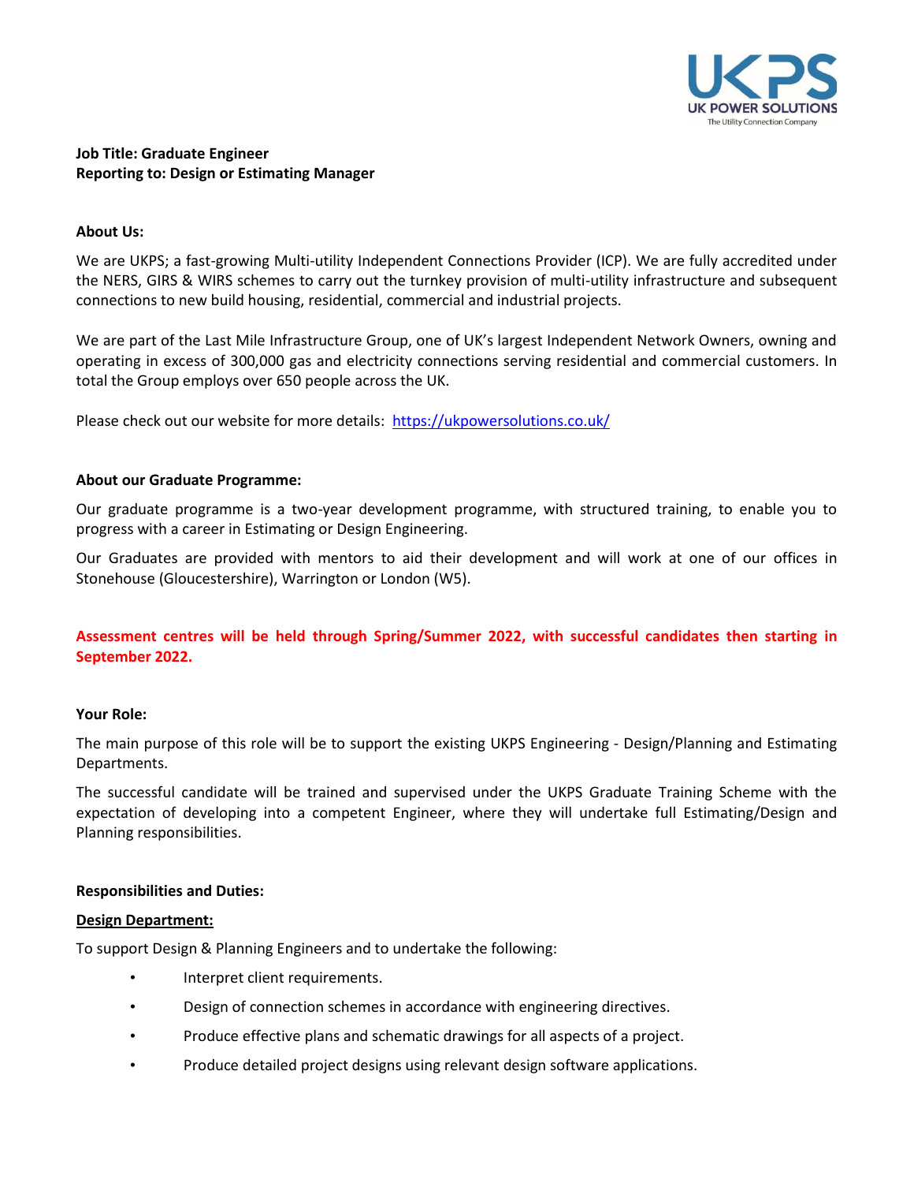**Job Title: Graduate Engineer**
**Reporting to: Design or Estimating Manager**

**About Us:**

We are UKPS; a fast-growing Multi-utility Independent Connections Provider (ICP). We are fully accredited under the NERS, GIRS & WIRS schemes to carry out the turnkey provision of multi-utility infrastructure and subsequent connections to new build housing, residential, commercial and industrial projects.

We are part of the Last Mile Infrastructure Group, one of UK's largest Independent Network Owners, owning and operating in excess of 300,000 gas and electricity connections serving residential and commercial customers. In total the Group employs over 650 people across the UK.

Please check out our website for more details: https://ukpowersolutions.co.uk/

**About our Graduate Programme:**

Our graduate programme is a two-year development programme, with structured training, to enable you to progress with a career in Estimating or Design Engineering.

Our Graduates are provided with mentors to aid their development and will work at one of our offices in Stonehouse (Gloucestershire), Warrington or London (W5).

**Assessment centres will be held through Spring/Summer 2022, with successful candidates then starting in September 2022.**

**Your Role:**

The main purpose of this role will be to support the existing UKPS Engineering - Design/Planning and Estimating Departments.

The successful candidate will be trained and supervised under the UKPS Graduate Training Scheme with the expectation of developing into a competent Engineer, where they will undertake full Estimating/Design and Planning responsibilities.

**Responsibilities and Duties:**

**Design Department:**

To support Design & Planning Engineers and to undertake the following:

- Interpret client requirements.
- Design of connection schemes in accordance with engineering directives.
- Produce effective plans and schematic drawings for all aspects of a project.
- Produce detailed project designs using relevant design software applications.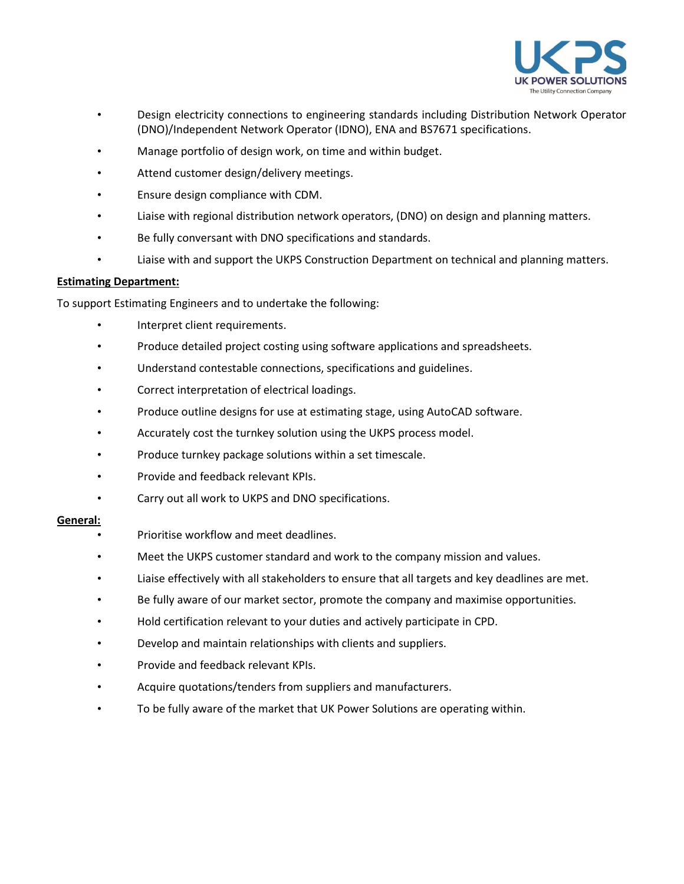- Design electricity connections to engineering standards including Distribution Network Operator (DNO)/Independent Network Operator (IDNO), ENA and BS7671 specifications.
- Manage portfolio of design work, on time and within budget.
- Attend customer design/delivery meetings.
- Ensure design compliance with CDM.
- Liaise with regional distribution network operators, (DNO) on design and planning matters.
- Be fully conversant with DNO specifications and standards.
- Liaise with and support the UKPS Construction Department on technical and planning matters.

**Estimating Department:**

To support Estimating Engineers and to undertake the following:

- Interpret client requirements.
- Produce detailed project costing using software applications and spreadsheets.
- Understand contestable connections, specifications and guidelines.
- Correct interpretation of electrical loadings.
- Produce outline designs for use at estimating stage, using AutoCAD software.
- Accurately cost the turnkey solution using the UKPS process model.
- Produce turnkey package solutions within a set timescale.
- Provide and feedback relevant KPIs.
- Carry out all work to UKPS and DNO specifications.

**General:**

- Prioritise workflow and meet deadlines.
- Meet the UKPS customer standard and work to the company mission and values.
- Liaise effectively with all stakeholders to ensure that all targets and key deadlines are met.
- Be fully aware of our market sector, promote the company and maximise opportunities.
- Hold certification relevant to your duties and actively participate in CPD.
- Develop and maintain relationships with clients and suppliers.
- Provide and feedback relevant KPIs.
- Acquire quotations/tenders from suppliers and manufacturers.
- To be fully aware of the market that UK Power Solutions are operating within.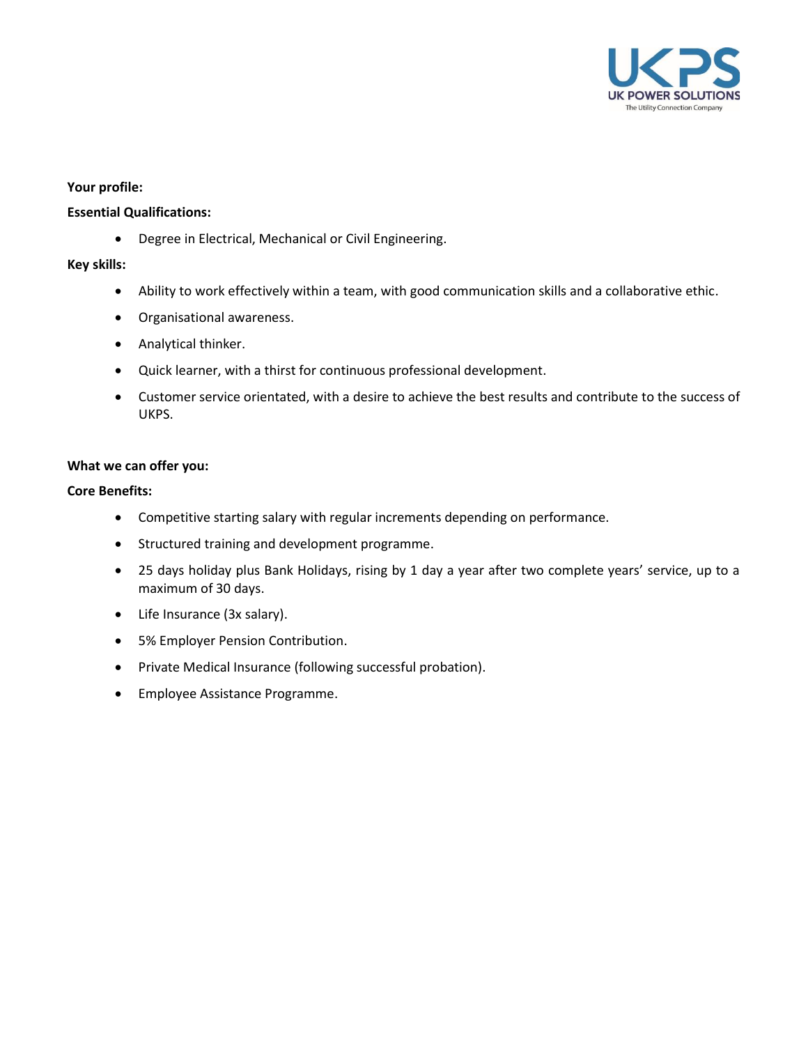**Your profile:**

**Essential Qualifications:**

- Degree in Electrical, Mechanical or Civil Engineering.

**Key skills:**

- Ability to work effectively within a team, with good communication skills and a collaborative ethic.
- Organisational awareness.
- Analytical thinker.
- Quick learner, with a thirst for continuous professional development.
- Customer service orientated, with a desire to achieve the best results and contribute to the success of UKPS.

**What we can offer you:**

**Core Benefits:**

- Competitive starting salary with regular increments depending on performance.
- Structured training and development programme.
- 25 days holiday plus Bank Holidays, rising by 1 day a year after two complete years' service, up to a maximum of 30 days.
- Life Insurance (3x salary).
- 5% Employer Pension Contribution.
- Private Medical Insurance (following successful probation).
- Employee Assistance Programme.